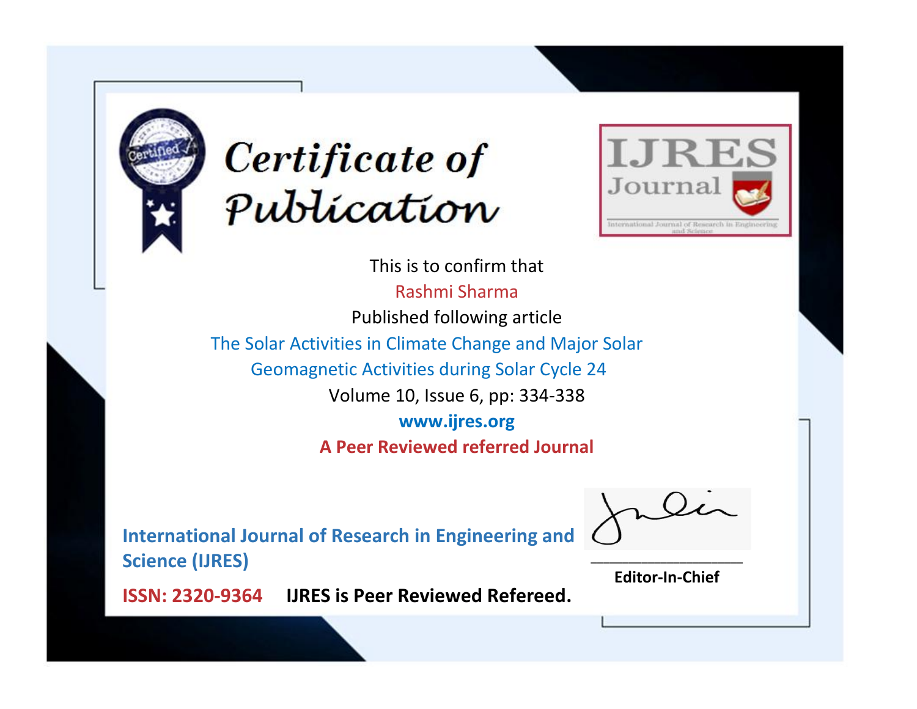# Certificate of Publication

IJRES Journal

International Journal of Research in Engineering and Science

This is to confirm that

Rashmi Sharma

Published following article

The Solar Activities in Climate Change and Major Solar Geomagnetic Activities during Solar Cycle 24

Volume 10, Issue 6, pp: 334-338

**www.ijres.org**

**A Peer Reviewed referred Journal**

**International Journal of Research in Engineering and Science (IJRES)**

**ISSN: 2320-9364** **IJRES is Peer Reviewed Refereed.**

**Editor-In-Chief**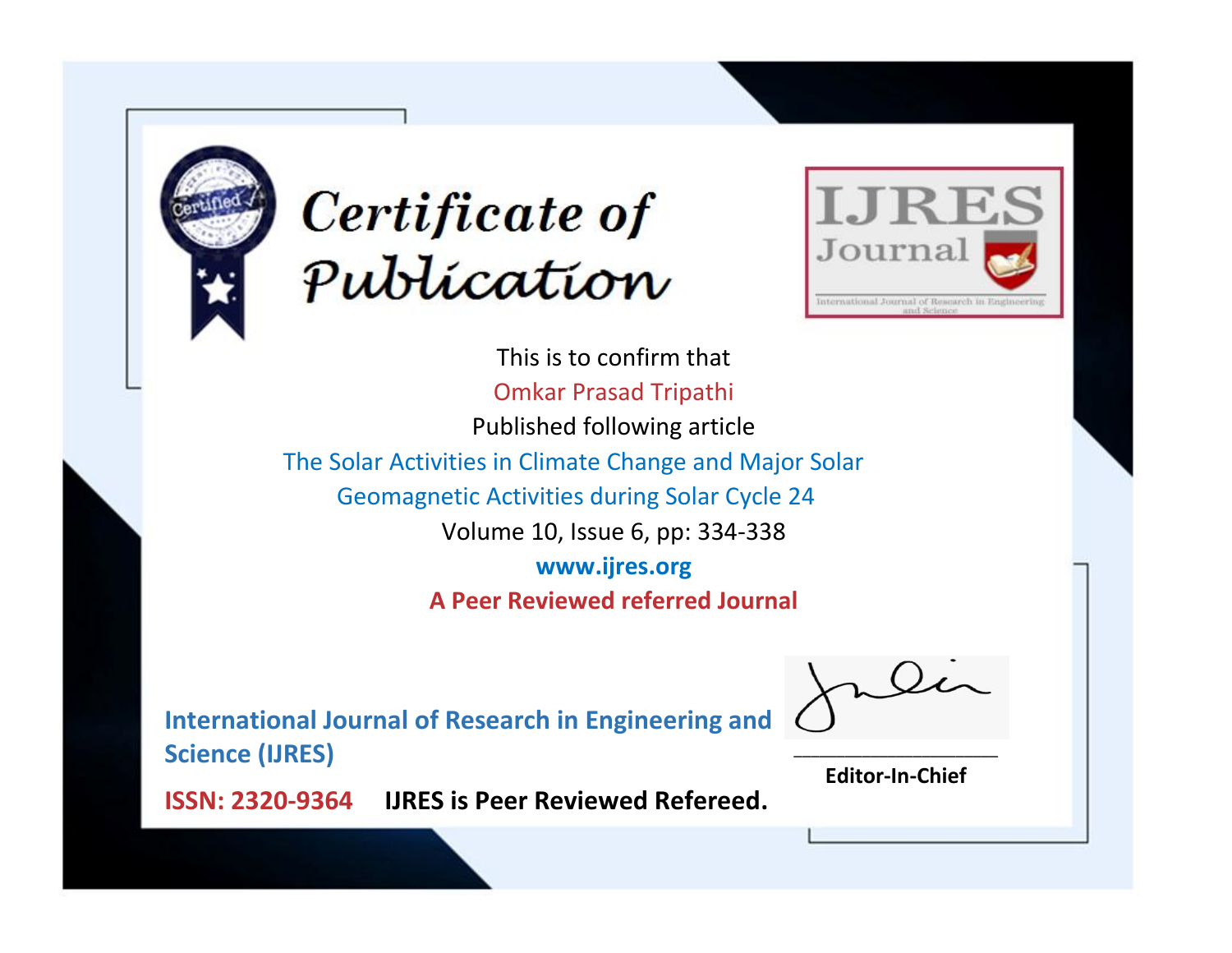# Certificate of Publication

**IJRES Journal**

International Journal of Research in Engineering and Science

This is to confirm that

Omkar Prasad Tripathi

Published following article

The Solar Activities in Climate Change and Major Solar Geomagnetic Activities during Solar Cycle 24

Volume 10, Issue 6, pp: 334-338

**www.ijres.org**

**A Peer Reviewed referred Journal**

**International Journal of Research in Engineering and Science (IJRES)**

**ISSN: 2320-9364** **IJRES is Peer Reviewed Refereed.**

**Editor-In-Chief**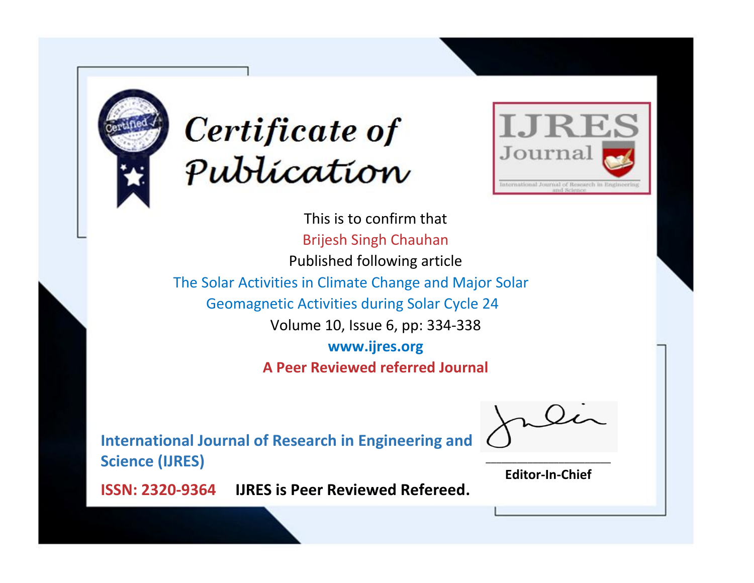# Certificate of Publication

IJRES Journal

International Journal of Research in Engineering and Science

This is to confirm that

Brijesh Singh Chauhan

Published following article

The Solar Activities in Climate Change and Major Solar Geomagnetic Activities during Solar Cycle 24

Volume 10, Issue 6, pp: 334-338

**www.ijres.org**

**A Peer Reviewed referred Journal**

**International Journal of Research in Engineering and Science (IJRES)**

**ISSN: 2320-9364** **IJRES is Peer Reviewed Refereed.**

**Editor-In-Chief**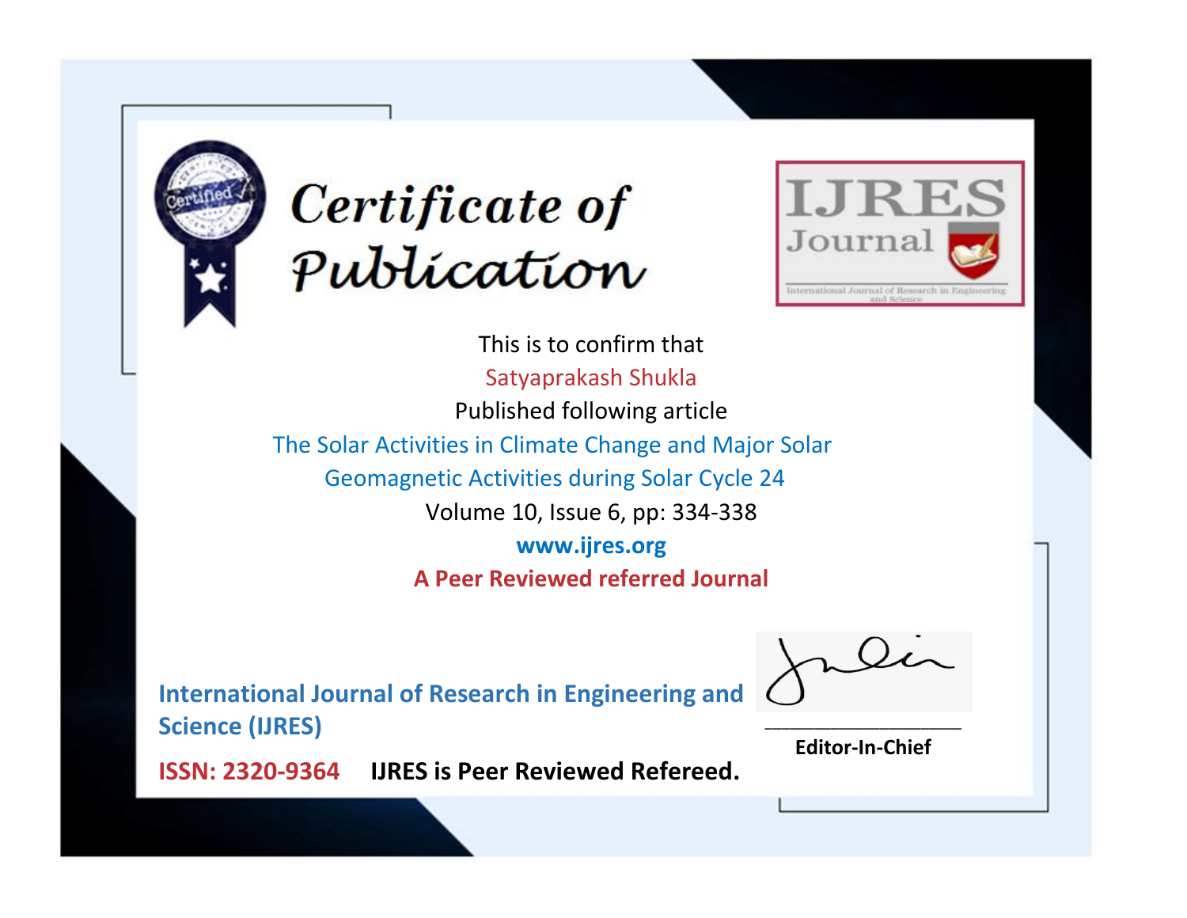# Certificate of Publication

IJRES Journal

International Journal of Research in Engineering and Science

This is to confirm that

Satyaprakash Shukla

Published following article

The Solar Activities in Climate Change and Major Solar Geomagnetic Activities during Solar Cycle 24

Volume 10, Issue 6, pp: 334-338

**www.ijres.org**

**A Peer Reviewed referred Journal**

**International Journal of Research in Engineering and Science (IJRES)**

**ISSN: 2320-9364** **IJRES is Peer Reviewed Refereed.**

**Editor-In-Chief**